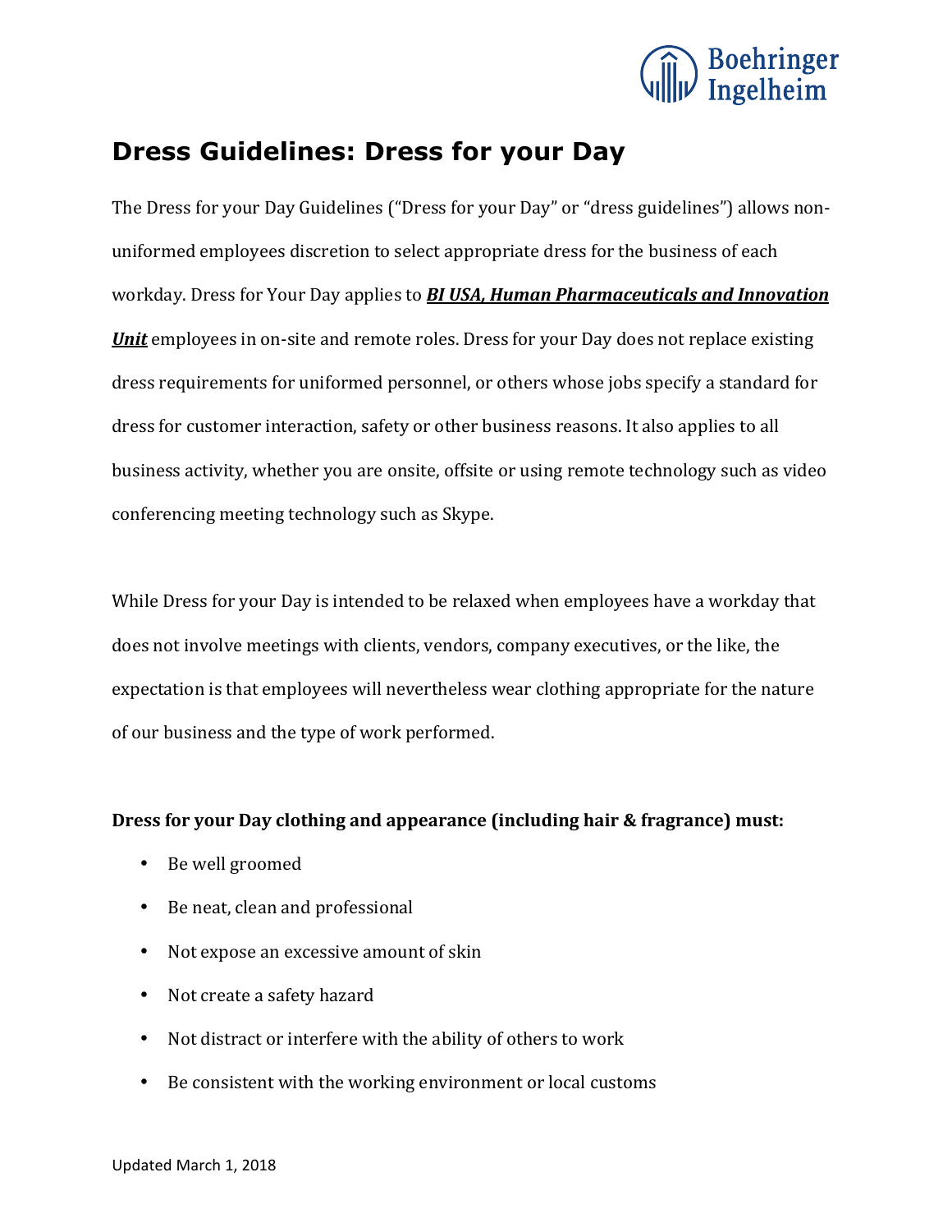# Dress Guidelines: Dress for your Day

The Dress for your Day Guidelines ("Dress for your Day" or "dress guidelines") allows non-uniformed employees discretion to select appropriate dress for the business of each workday. Dress for Your Day applies to ***BI USA, Human Pharmaceuticals and Innovation Unit*** employees in on-site and remote roles. Dress for your Day does not replace existing dress requirements for uniformed personnel, or others whose jobs specify a standard for dress for customer interaction, safety or other business reasons. It also applies to all business activity, whether you are onsite, offsite or using remote technology such as video conferencing meeting technology such as Skype.

While Dress for your Day is intended to be relaxed when employees have a workday that does not involve meetings with clients, vendors, company executives, or the like, the expectation is that employees will nevertheless wear clothing appropriate for the nature of our business and the type of work performed.

**Dress for your Day clothing and appearance (including hair & fragrance) must:**

- Be well groomed
- Be neat, clean and professional
- Not expose an excessive amount of skin
- Not create a safety hazard
- Not distract or interfere with the ability of others to work
- Be consistent with the working environment or local customs

Updated March 1, 2018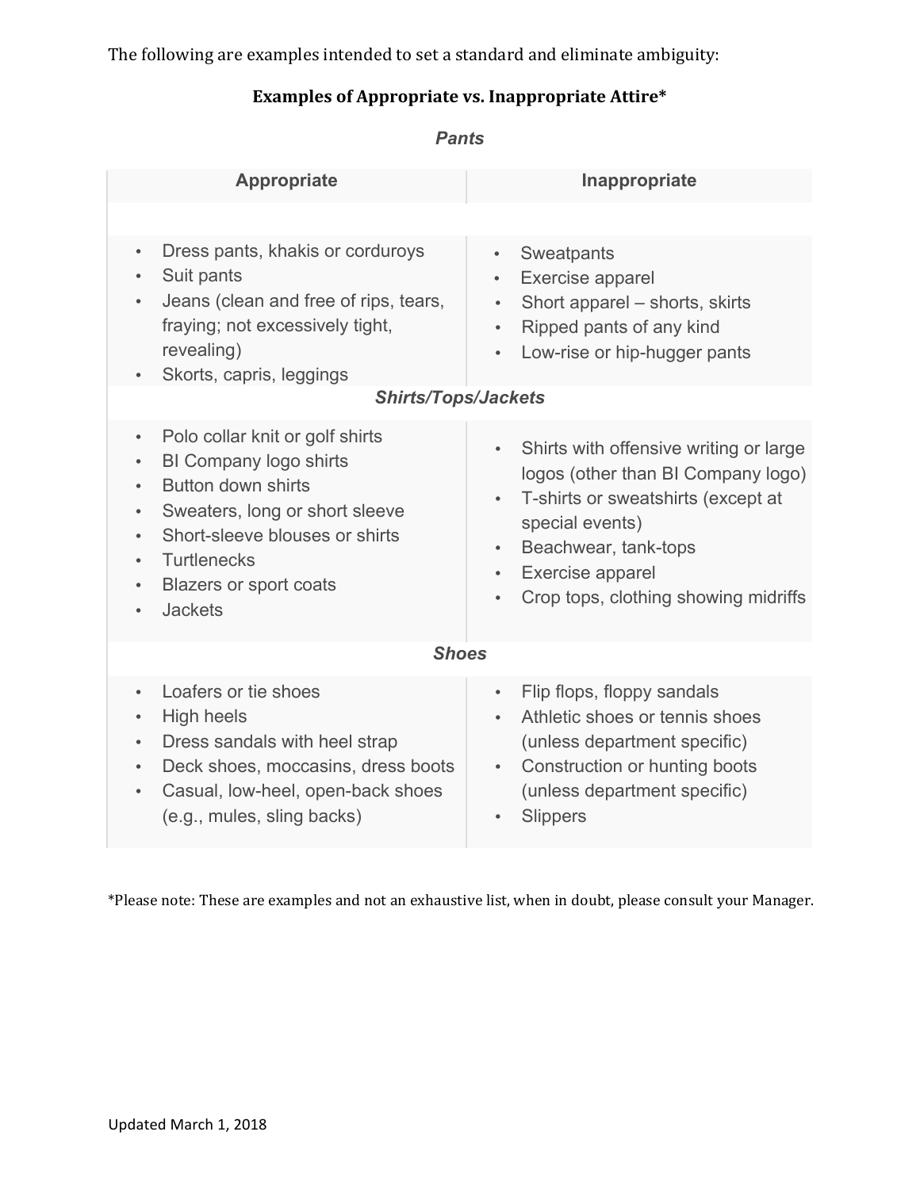The following are examples intended to set a standard and eliminate ambiguity:

**Examples of Appropriate vs. Inappropriate Attire***

| Appropriate | Inappropriate |
|---|---|
| ***Pants*** | |
| • Dress pants, khakis or corduroys<br>• Suit pants<br>• Jeans (clean and free of rips, tears, fraying; not excessively tight, revealing)<br>• Skorts, capris, leggings | • Sweatpants<br>• Exercise apparel<br>• Short apparel – shorts, skirts<br>• Ripped pants of any kind<br>• Low-rise or hip-hugger pants |
| ***Shirts/Tops/Jackets*** | |
| • Polo collar knit or golf shirts<br>• BI Company logo shirts<br>• Button down shirts<br>• Sweaters, long or short sleeve<br>• Short-sleeve blouses or shirts<br>• Turtlenecks<br>• Blazers or sport coats<br>• Jackets | • Shirts with offensive writing or large logos (other than BI Company logo)<br>• T-shirts or sweatshirts (except at special events)<br>• Beachwear, tank-tops<br>• Exercise apparel<br>• Crop tops, clothing showing midriffs |
| ***Shoes*** | |
| • Loafers or tie shoes<br>• High heels<br>• Dress sandals with heel strap<br>• Deck shoes, moccasins, dress boots<br>• Casual, low-heel, open-back shoes (e.g., mules, sling backs) | • Flip flops, floppy sandals<br>• Athletic shoes or tennis shoes (unless department specific)<br>• Construction or hunting boots (unless department specific)<br>• Slippers |

*Please note: These are examples and not an exhaustive list, when in doubt, please consult your Manager.

Updated March 1, 2018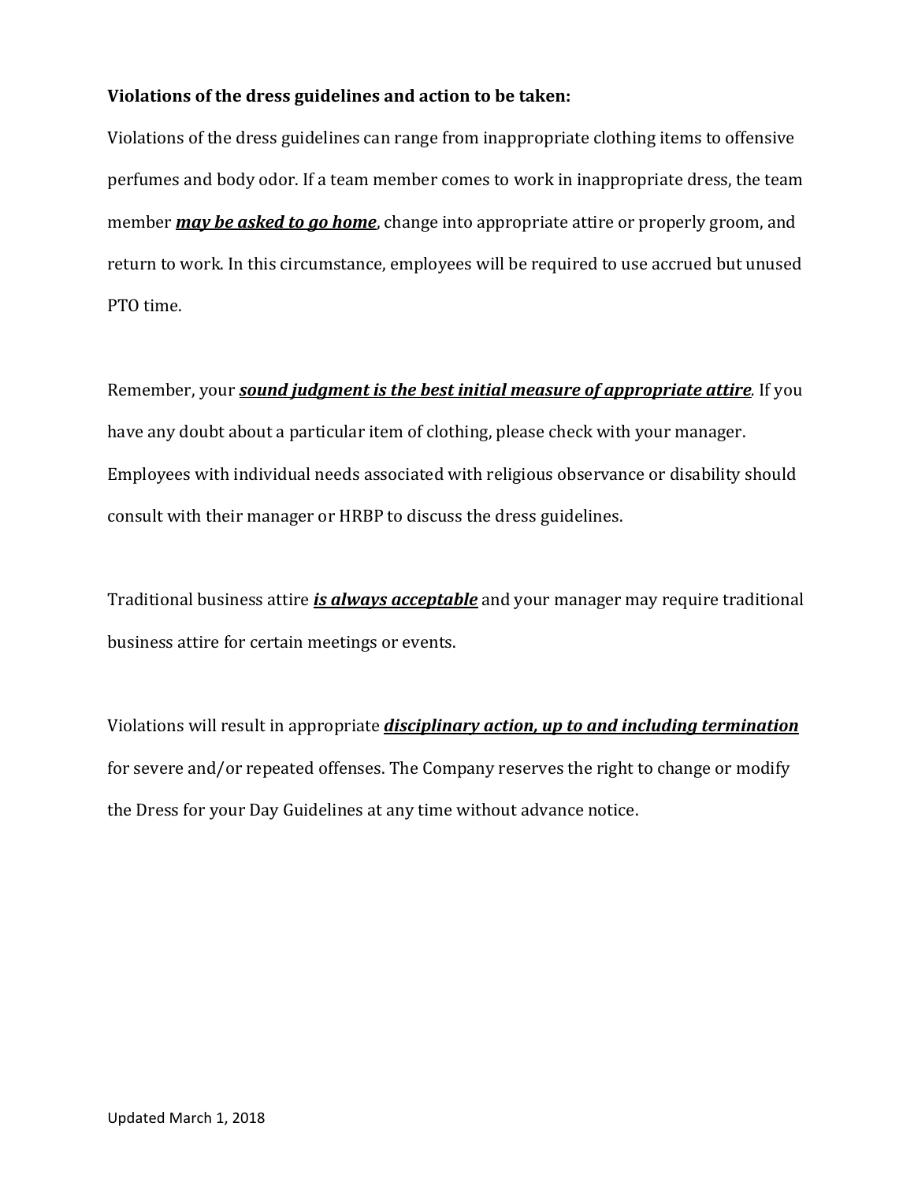**Violations of the dress guidelines and action to be taken:**

Violations of the dress guidelines can range from inappropriate clothing items to offensive perfumes and body odor. If a team member comes to work in inappropriate dress, the team member ***may be asked to go home***, change into appropriate attire or properly groom, and return to work. In this circumstance, employees will be required to use accrued but unused PTO time.

Remember, your ***sound judgment is the best initial measure of appropriate attire***. If you have any doubt about a particular item of clothing, please check with your manager. Employees with individual needs associated with religious observance or disability should consult with their manager or HRBP to discuss the dress guidelines.

Traditional business attire ***is always acceptable*** and your manager may require traditional business attire for certain meetings or events.

Violations will result in appropriate ***disciplinary action, up to and including termination*** for severe and/or repeated offenses. The Company reserves the right to change or modify the Dress for your Day Guidelines at any time without advance notice.